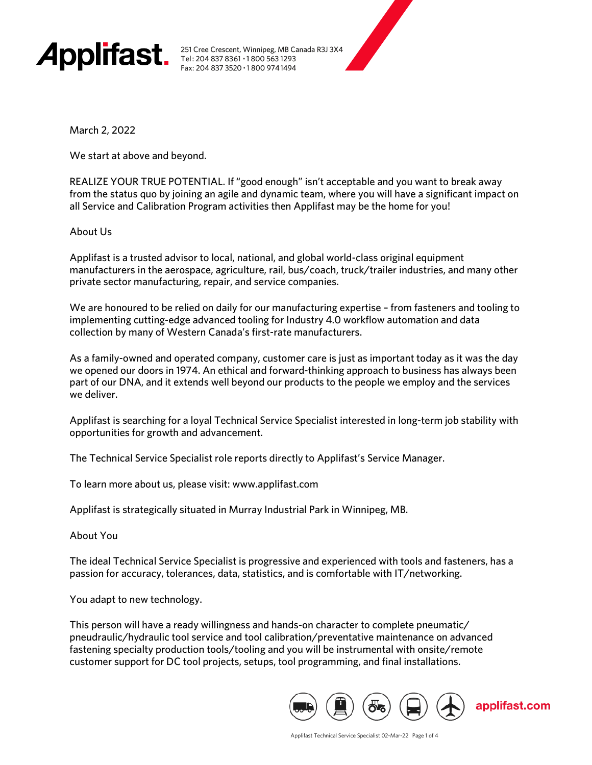**Applifast.** 251 Cree Crescent, Winnipeg, MB Canada R3J 3X4
Tel: 204 837 8361 • 1 800 563 1293
Fax: 204 837 3520 • 1 800 974 1494

March 2, 2022

We start at above and beyond.

REALIZE YOUR TRUE POTENTIAL. If "good enough" isn't acceptable and you want to break away from the status quo by joining an agile and dynamic team, where you will have a significant impact on all Service and Calibration Program activities then Applifast may be the home for you!

## About Us

Applifast is a trusted advisor to local, national, and global world-class original equipment manufacturers in the aerospace, agriculture, rail, bus/coach, truck/trailer industries, and many other private sector manufacturing, repair, and service companies.

We are honoured to be relied on daily for our manufacturing expertise – from fasteners and tooling to implementing cutting-edge advanced tooling for Industry 4.0 workflow automation and data collection by many of Western Canada's first-rate manufacturers.

As a family-owned and operated company, customer care is just as important today as it was the day we opened our doors in 1974. An ethical and forward-thinking approach to business has always been part of our DNA, and it extends well beyond our products to the people we employ and the services we deliver.

Applifast is searching for a loyal Technical Service Specialist interested in long-term job stability with opportunities for growth and advancement.

The Technical Service Specialist role reports directly to Applifast's Service Manager.

To learn more about us, please visit: www.applifast.com

Applifast is strategically situated in Murray Industrial Park in Winnipeg, MB.

## About You

The ideal Technical Service Specialist is progressive and experienced with tools and fasteners, has a passion for accuracy, tolerances, data, statistics, and is comfortable with IT/networking.

You adapt to new technology.

This person will have a ready willingness and hands-on character to complete pneumatic/pneudraulic/hydraulic tool service and tool calibration/preventative maintenance on advanced fastening specialty production tools/tooling and you will be instrumental with onsite/remote customer support for DC tool projects, setups, tool programming, and final installations.

applifast.com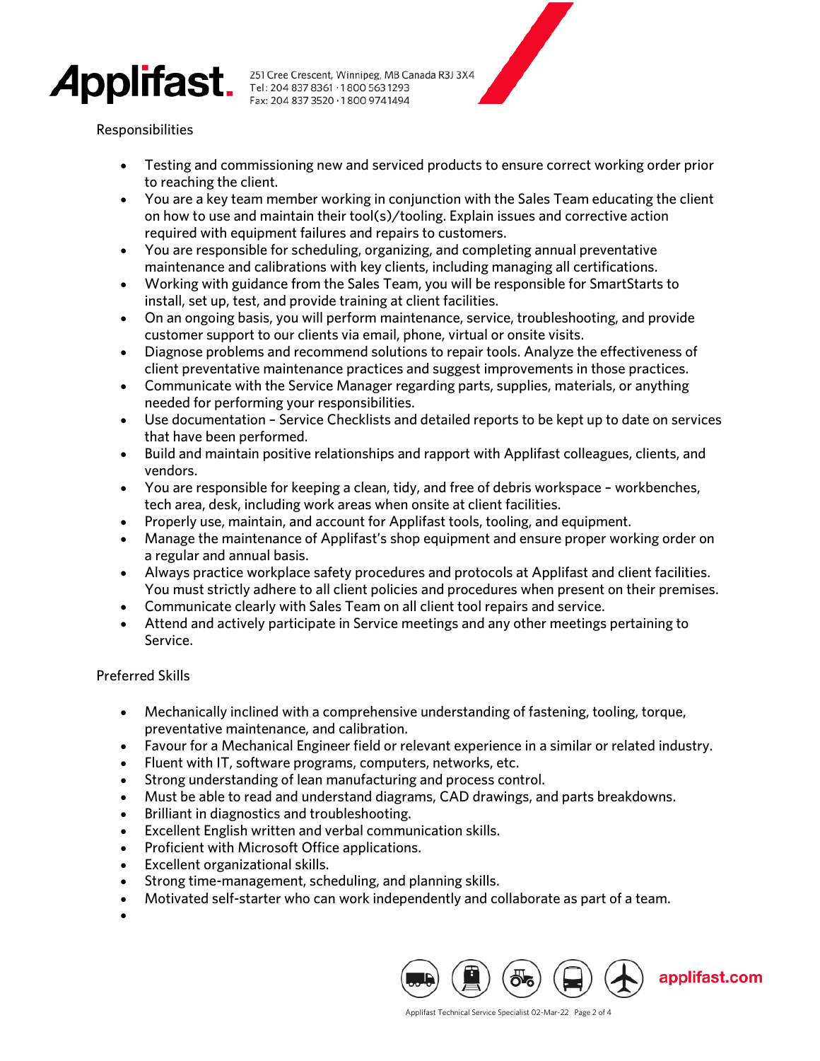Responsibilities

- Testing and commissioning new and serviced products to ensure correct working order prior to reaching the client.
- You are a key team member working in conjunction with the Sales Team educating the client on how to use and maintain their tool(s)/tooling. Explain issues and corrective action required with equipment failures and repairs to customers.
- You are responsible for scheduling, organizing, and completing annual preventative maintenance and calibrations with key clients, including managing all certifications.
- Working with guidance from the Sales Team, you will be responsible for SmartStarts to install, set up, test, and provide training at client facilities.
- On an ongoing basis, you will perform maintenance, service, troubleshooting, and provide customer support to our clients via email, phone, virtual or onsite visits.
- Diagnose problems and recommend solutions to repair tools. Analyze the effectiveness of client preventative maintenance practices and suggest improvements in those practices.
- Communicate with the Service Manager regarding parts, supplies, materials, or anything needed for performing your responsibilities.
- Use documentation – Service Checklists and detailed reports to be kept up to date on services that have been performed.
- Build and maintain positive relationships and rapport with Applifast colleagues, clients, and vendors.
- You are responsible for keeping a clean, tidy, and free of debris workspace – workbenches, tech area, desk, including work areas when onsite at client facilities.
- Properly use, maintain, and account for Applifast tools, tooling, and equipment.
- Manage the maintenance of Applifast's shop equipment and ensure proper working order on a regular and annual basis.
- Always practice workplace safety procedures and protocols at Applifast and client facilities. You must strictly adhere to all client policies and procedures when present on their premises.
- Communicate clearly with Sales Team on all client tool repairs and service.
- Attend and actively participate in Service meetings and any other meetings pertaining to Service.

Preferred Skills

- Mechanically inclined with a comprehensive understanding of fastening, tooling, torque, preventative maintenance, and calibration.
- Favour for a Mechanical Engineer field or relevant experience in a similar or related industry.
- Fluent with IT, software programs, computers, networks, etc.
- Strong understanding of lean manufacturing and process control.
- Must be able to read and understand diagrams, CAD drawings, and parts breakdowns.
- Brilliant in diagnostics and troubleshooting.
- Excellent English written and verbal communication skills.
- Proficient with Microsoft Office applications.
- Excellent organizational skills.
- Strong time-management, scheduling, and planning skills.
- Motivated self-starter who can work independently and collaborate as part of a team.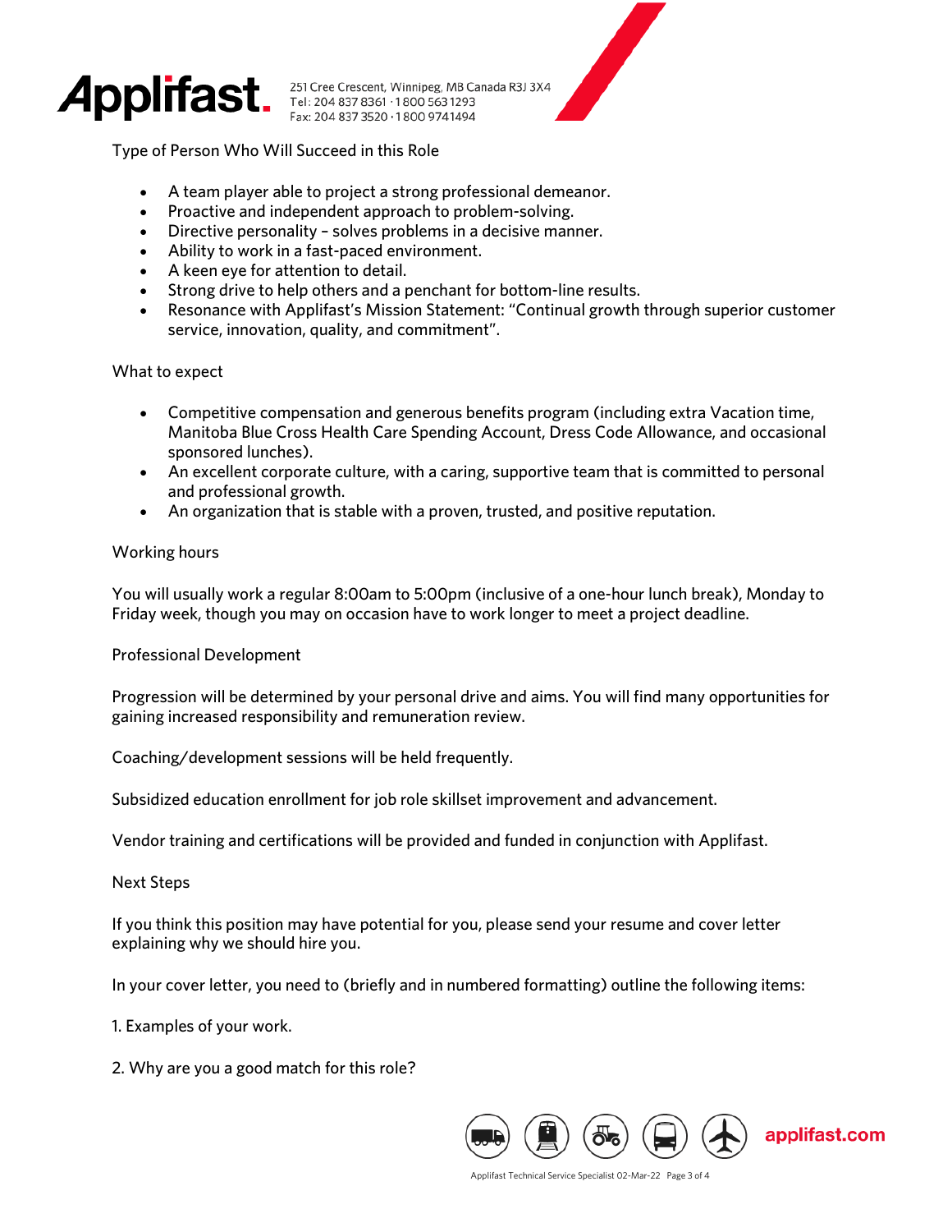## Type of Person Who Will Succeed in this Role

- A team player able to project a strong professional demeanor.
- Proactive and independent approach to problem-solving.
- Directive personality – solves problems in a decisive manner.
- Ability to work in a fast-paced environment.
- A keen eye for attention to detail.
- Strong drive to help others and a penchant for bottom-line results.
- Resonance with Applifast's Mission Statement: "Continual growth through superior customer service, innovation, quality, and commitment".

## What to expect

- Competitive compensation and generous benefits program (including extra Vacation time, Manitoba Blue Cross Health Care Spending Account, Dress Code Allowance, and occasional sponsored lunches).
- An excellent corporate culture, with a caring, supportive team that is committed to personal and professional growth.
- An organization that is stable with a proven, trusted, and positive reputation.

## Working hours

You will usually work a regular 8:00am to 5:00pm (inclusive of a one-hour lunch break), Monday to Friday week, though you may on occasion have to work longer to meet a project deadline.

## Professional Development

Progression will be determined by your personal drive and aims. You will find many opportunities for gaining increased responsibility and remuneration review.

Coaching/development sessions will be held frequently.

Subsidized education enrollment for job role skillset improvement and advancement.

Vendor training and certifications will be provided and funded in conjunction with Applifast.

## Next Steps

If you think this position may have potential for you, please send your resume and cover letter explaining why we should hire you.

In your cover letter, you need to (briefly and in numbered formatting) outline the following items:

1. Examples of your work.

2. Why are you a good match for this role?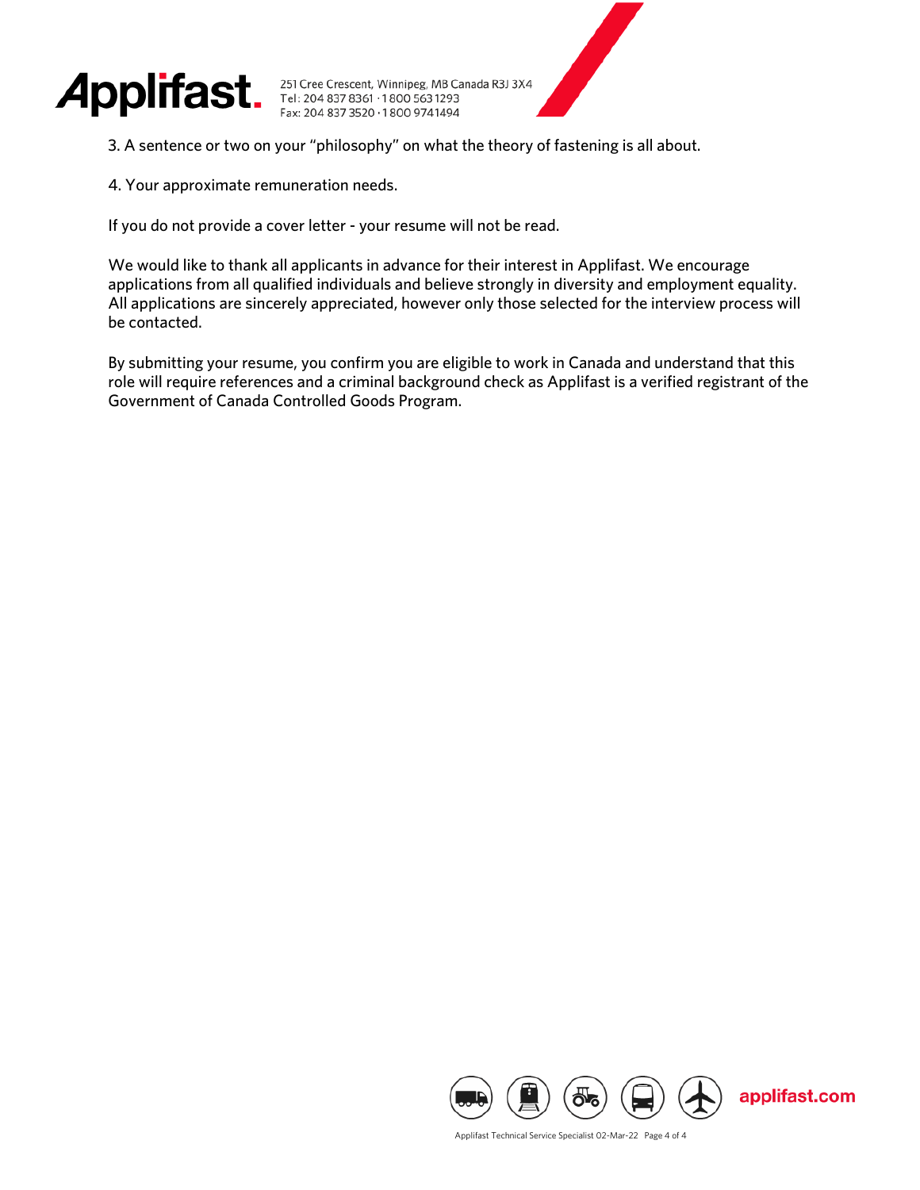3. A sentence or two on your "philosophy" on what the theory of fastening is all about.

4. Your approximate remuneration needs.

If you do not provide a cover letter - your resume will not be read.

We would like to thank all applicants in advance for their interest in Applifast. We encourage applications from all qualified individuals and believe strongly in diversity and employment equality. All applications are sincerely appreciated, however only those selected for the interview process will be contacted.

By submitting your resume, you confirm you are eligible to work in Canada and understand that this role will require references and a criminal background check as Applifast is a verified registrant of the Government of Canada Controlled Goods Program.